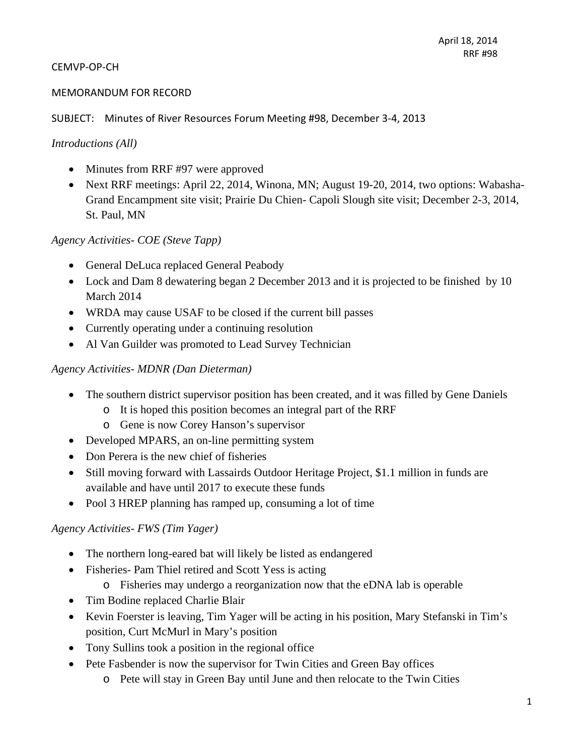April 18, 2014
RRF #98

CEMVP-OP-CH

MEMORANDUM FOR RECORD

SUBJECT: Minutes of River Resources Forum Meeting #98, December 3-4, 2013

*Introductions (All)*

- Minutes from RRF #97 were approved
- Next RRF meetings: April 22, 2014, Winona, MN; August 19-20, 2014, two options: Wabasha-Grand Encampment site visit; Prairie Du Chien- Capoli Slough site visit; December 2-3, 2014, St. Paul, MN

*Agency Activities- COE (Steve Tapp)*

- General DeLuca replaced General Peabody
- Lock and Dam 8 dewatering began 2 December 2013 and it is projected to be finished by 10 March 2014
- WRDA may cause USAF to be closed if the current bill passes
- Currently operating under a continuing resolution
- Al Van Guilder was promoted to Lead Survey Technician

*Agency Activities- MDNR (Dan Dieterman)*

- The southern district supervisor position has been created, and it was filled by Gene Daniels
  - It is hoped this position becomes an integral part of the RRF
  - Gene is now Corey Hanson's supervisor
- Developed MPARS, an on-line permitting system
- Don Perera is the new chief of fisheries
- Still moving forward with Lassairds Outdoor Heritage Project, $1.1 million in funds are available and have until 2017 to execute these funds
- Pool 3 HREP planning has ramped up, consuming a lot of time

*Agency Activities- FWS (Tim Yager)*

- The northern long-eared bat will likely be listed as endangered
- Fisheries- Pam Thiel retired and Scott Yess is acting
  - Fisheries may undergo a reorganization now that the eDNA lab is operable
- Tim Bodine replaced Charlie Blair
- Kevin Foerster is leaving, Tim Yager will be acting in his position, Mary Stefanski in Tim's position, Curt McMurl in Mary's position
- Tony Sullins took a position in the regional office
- Pete Fasbender is now the supervisor for Twin Cities and Green Bay offices
  - Pete will stay in Green Bay until June and then relocate to the Twin Cities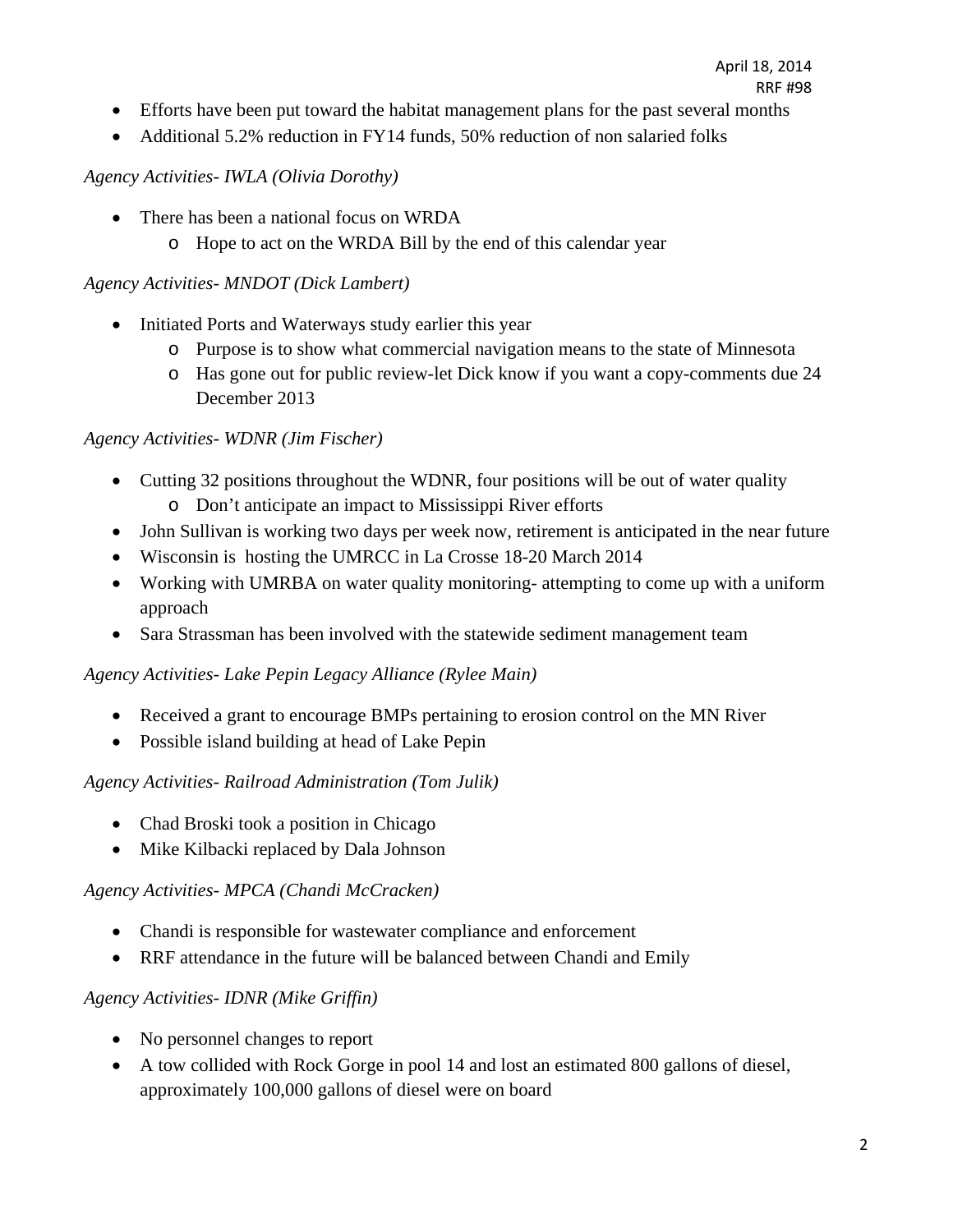- Efforts have been put toward the habitat management plans for the past several months
- Additional 5.2% reduction in FY14 funds, 50% reduction of non salaried folks

*Agency Activities- IWLA (Olivia Dorothy)*

- There has been a national focus on WRDA
  - Hope to act on the WRDA Bill by the end of this calendar year

*Agency Activities- MNDOT (Dick Lambert)*

- Initiated Ports and Waterways study earlier this year
  - Purpose is to show what commercial navigation means to the state of Minnesota
  - Has gone out for public review-let Dick know if you want a copy-comments due 24 December 2013

*Agency Activities- WDNR (Jim Fischer)*

- Cutting 32 positions throughout the WDNR, four positions will be out of water quality
  - Don't anticipate an impact to Mississippi River efforts
- John Sullivan is working two days per week now, retirement is anticipated in the near future
- Wisconsin is hosting the UMRCC in La Crosse 18-20 March 2014
- Working with UMRBA on water quality monitoring- attempting to come up with a uniform approach
- Sara Strassman has been involved with the statewide sediment management team

*Agency Activities- Lake Pepin Legacy Alliance (Rylee Main)*

- Received a grant to encourage BMPs pertaining to erosion control on the MN River
- Possible island building at head of Lake Pepin

*Agency Activities- Railroad Administration (Tom Julik)*

- Chad Broski took a position in Chicago
- Mike Kilbacki replaced by Dala Johnson

*Agency Activities- MPCA (Chandi McCracken)*

- Chandi is responsible for wastewater compliance and enforcement
- RRF attendance in the future will be balanced between Chandi and Emily

*Agency Activities- IDNR (Mike Griffin)*

- No personnel changes to report
- A tow collided with Rock Gorge in pool 14 and lost an estimated 800 gallons of diesel, approximately 100,000 gallons of diesel were on board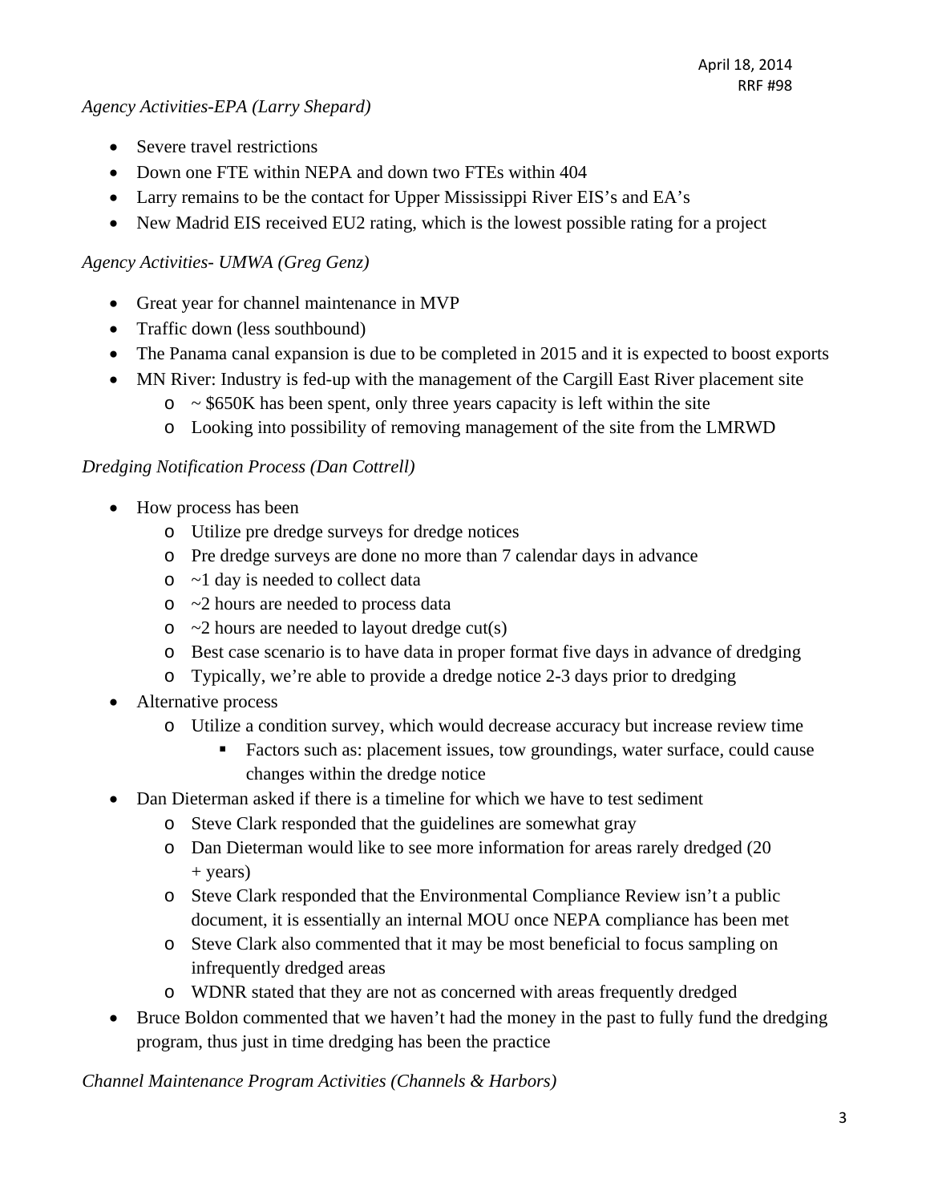*Agency Activities-EPA (Larry Shepard)*

- Severe travel restrictions
- Down one FTE within NEPA and down two FTEs within 404
- Larry remains to be the contact for Upper Mississippi River EIS's and EA's
- New Madrid EIS received EU2 rating, which is the lowest possible rating for a project

*Agency Activities- UMWA (Greg Genz)*

- Great year for channel maintenance in MVP
- Traffic down (less southbound)
- The Panama canal expansion is due to be completed in 2015 and it is expected to boost exports
- MN River: Industry is fed-up with the management of the Cargill East River placement site
  - ~ $650K has been spent, only three years capacity is left within the site
  - Looking into possibility of removing management of the site from the LMRWD

*Dredging Notification Process (Dan Cottrell)*

- How process has been
  - Utilize pre dredge surveys for dredge notices
  - Pre dredge surveys are done no more than 7 calendar days in advance
  - ~1 day is needed to collect data
  - ~2 hours are needed to process data
  - ~2 hours are needed to layout dredge cut(s)
  - Best case scenario is to have data in proper format five days in advance of dredging
  - Typically, we're able to provide a dredge notice 2-3 days prior to dredging
- Alternative process
  - Utilize a condition survey, which would decrease accuracy but increase review time
    - Factors such as: placement issues, tow groundings, water surface, could cause changes within the dredge notice
- Dan Dieterman asked if there is a timeline for which we have to test sediment
  - Steve Clark responded that the guidelines are somewhat gray
  - Dan Dieterman would like to see more information for areas rarely dredged (20 + years)
  - Steve Clark responded that the Environmental Compliance Review isn't a public document, it is essentially an internal MOU once NEPA compliance has been met
  - Steve Clark also commented that it may be most beneficial to focus sampling on infrequently dredged areas
  - WDNR stated that they are not as concerned with areas frequently dredged
- Bruce Boldon commented that we haven't had the money in the past to fully fund the dredging program, thus just in time dredging has been the practice

*Channel Maintenance Program Activities (Channels & Harbors)*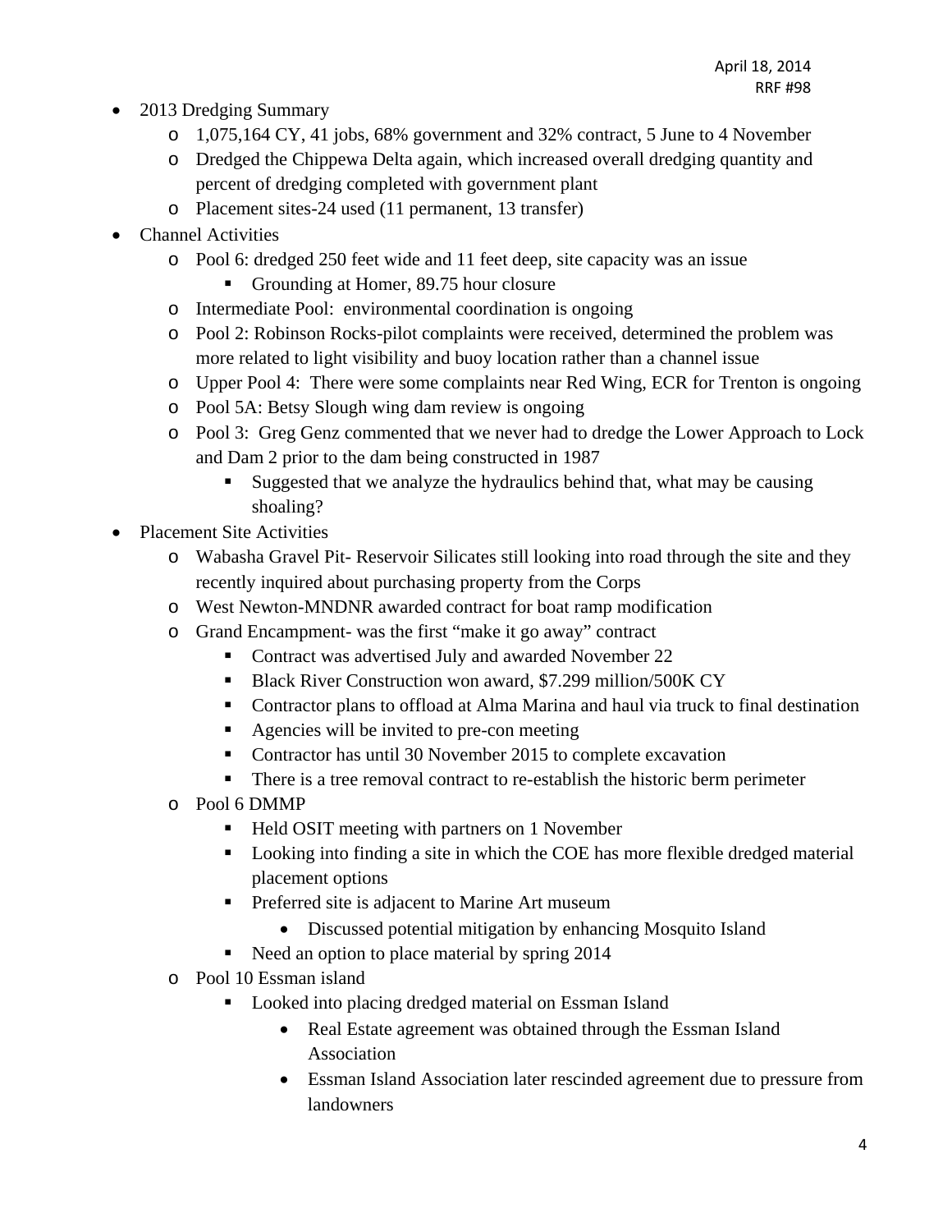- 2013 Dredging Summary
    - 1,075,164 CY, 41 jobs, 68% government and 32% contract, 5 June to 4 November
    - Dredged the Chippewa Delta again, which increased overall dredging quantity and percent of dredging completed with government plant
    - Placement sites-24 used (11 permanent, 13 transfer)
- Channel Activities
    - Pool 6: dredged 250 feet wide and 11 feet deep, site capacity was an issue
        - Grounding at Homer, 89.75 hour closure
    - Intermediate Pool: environmental coordination is ongoing
    - Pool 2: Robinson Rocks-pilot complaints were received, determined the problem was more related to light visibility and buoy location rather than a channel issue
    - Upper Pool 4: There were some complaints near Red Wing, ECR for Trenton is ongoing
    - Pool 5A: Betsy Slough wing dam review is ongoing
    - Pool 3: Greg Genz commented that we never had to dredge the Lower Approach to Lock and Dam 2 prior to the dam being constructed in 1987
        - Suggested that we analyze the hydraulics behind that, what may be causing shoaling?
- Placement Site Activities
    - Wabasha Gravel Pit- Reservoir Silicates still looking into road through the site and they recently inquired about purchasing property from the Corps
    - West Newton-MNDNR awarded contract for boat ramp modification
    - Grand Encampment- was the first "make it go away" contract
        - Contract was advertised July and awarded November 22
        - Black River Construction won award, $7.299 million/500K CY
        - Contractor plans to offload at Alma Marina and haul via truck to final destination
        - Agencies will be invited to pre-con meeting
        - Contractor has until 30 November 2015 to complete excavation
        - There is a tree removal contract to re-establish the historic berm perimeter
    - Pool 6 DMMP
        - Held OSIT meeting with partners on 1 November
        - Looking into finding a site in which the COE has more flexible dredged material placement options
        - Preferred site is adjacent to Marine Art museum
            - Discussed potential mitigation by enhancing Mosquito Island
        - Need an option to place material by spring 2014
    - Pool 10 Essman island
        - Looked into placing dredged material on Essman Island
            - Real Estate agreement was obtained through the Essman Island Association
            - Essman Island Association later rescinded agreement due to pressure from landowners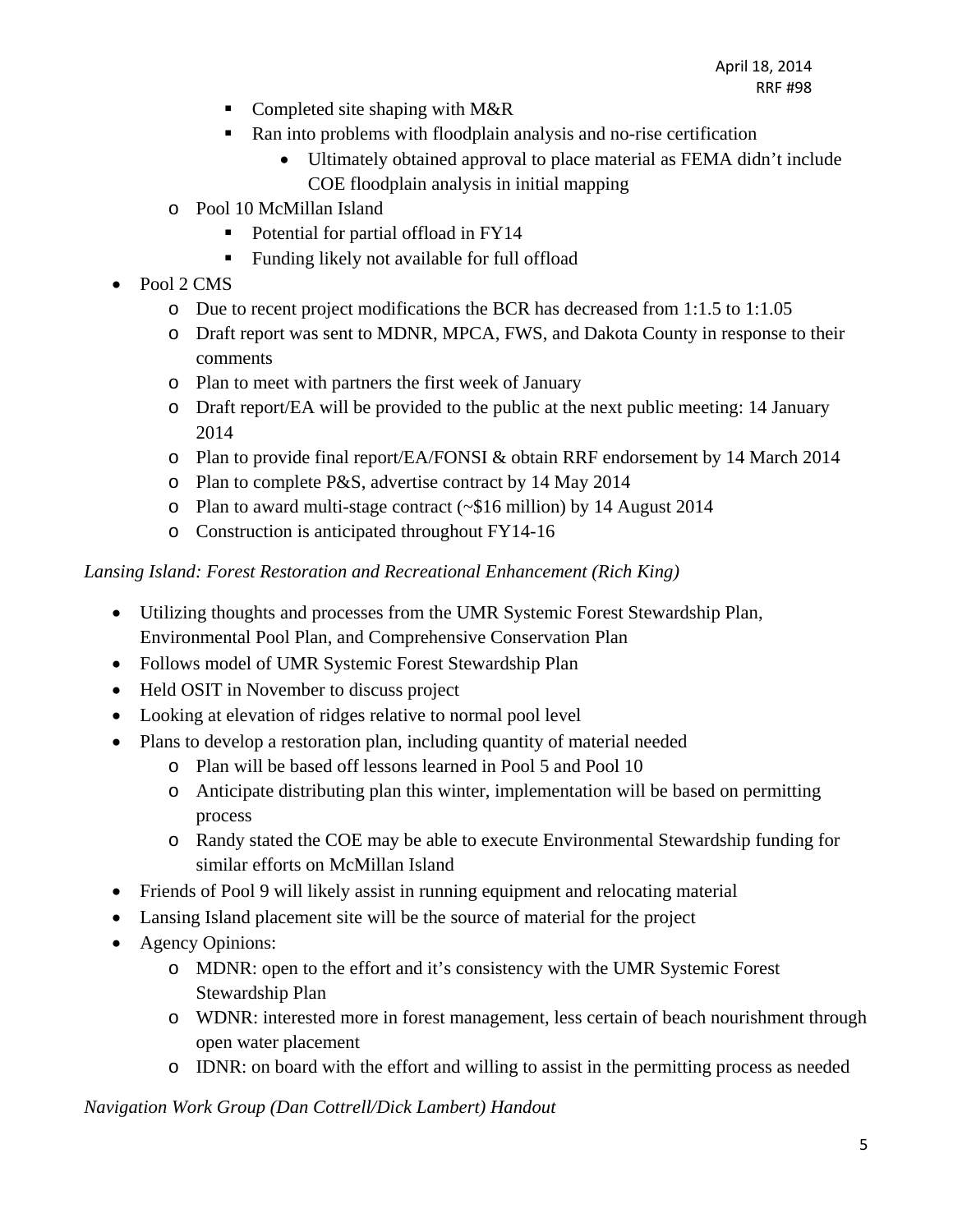- Completed site shaping with M&R
        - Ran into problems with floodplain analysis and no-rise certification
            - Ultimately obtained approval to place material as FEMA didn't include COE floodplain analysis in initial mapping
    - Pool 10 McMillan Island
        - Potential for partial offload in FY14
        - Funding likely not available for full offload
- Pool 2 CMS
    - Due to recent project modifications the BCR has decreased from 1:1.5 to 1:1.05
    - Draft report was sent to MDNR, MPCA, FWS, and Dakota County in response to their comments
    - Plan to meet with partners the first week of January
    - Draft report/EA will be provided to the public at the next public meeting: 14 January 2014
    - Plan to provide final report/EA/FONSI & obtain RRF endorsement by 14 March 2014
    - Plan to complete P&S, advertise contract by 14 May 2014
    - Plan to award multi-stage contract (~$16 million) by 14 August 2014
    - Construction is anticipated throughout FY14-16

*Lansing Island: Forest Restoration and Recreational Enhancement (Rich King)*

- Utilizing thoughts and processes from the UMR Systemic Forest Stewardship Plan, Environmental Pool Plan, and Comprehensive Conservation Plan
- Follows model of UMR Systemic Forest Stewardship Plan
- Held OSIT in November to discuss project
- Looking at elevation of ridges relative to normal pool level
- Plans to develop a restoration plan, including quantity of material needed
    - Plan will be based off lessons learned in Pool 5 and Pool 10
    - Anticipate distributing plan this winter, implementation will be based on permitting process
    - Randy stated the COE may be able to execute Environmental Stewardship funding for similar efforts on McMillan Island
- Friends of Pool 9 will likely assist in running equipment and relocating material
- Lansing Island placement site will be the source of material for the project
- Agency Opinions:
    - MDNR: open to the effort and it's consistency with the UMR Systemic Forest Stewardship Plan
    - WDNR: interested more in forest management, less certain of beach nourishment through open water placement
    - IDNR: on board with the effort and willing to assist in the permitting process as needed

*Navigation Work Group (Dan Cottrell/Dick Lambert) Handout*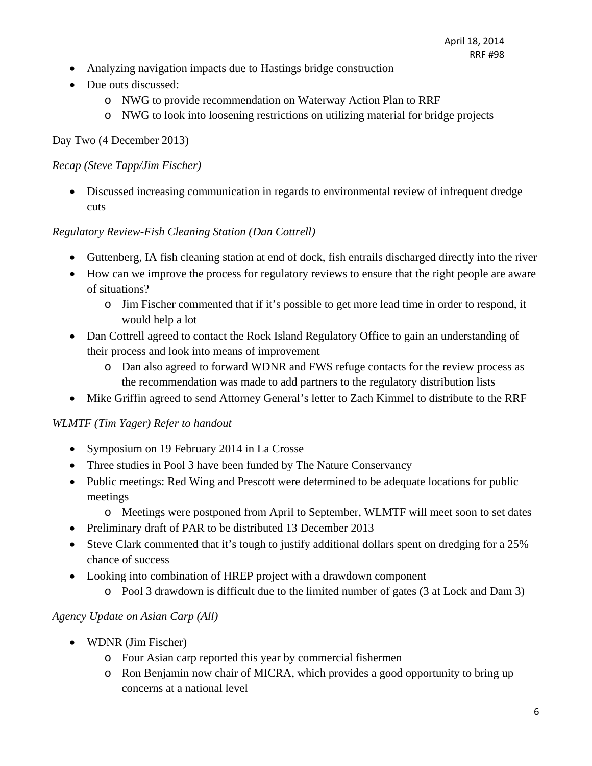- Analyzing navigation impacts due to Hastings bridge construction
- Due outs discussed:
  - NWG to provide recommendation on Waterway Action Plan to RRF
  - NWG to look into loosening restrictions on utilizing material for bridge projects

Day Two (4 December 2013)

*Recap (Steve Tapp/Jim Fischer)*

- Discussed increasing communication in regards to environmental review of infrequent dredge cuts

*Regulatory Review-Fish Cleaning Station (Dan Cottrell)*

- Guttenberg, IA fish cleaning station at end of dock, fish entrails discharged directly into the river
- How can we improve the process for regulatory reviews to ensure that the right people are aware of situations?
  - Jim Fischer commented that if it's possible to get more lead time in order to respond, it would help a lot
- Dan Cottrell agreed to contact the Rock Island Regulatory Office to gain an understanding of their process and look into means of improvement
  - Dan also agreed to forward WDNR and FWS refuge contacts for the review process as the recommendation was made to add partners to the regulatory distribution lists
- Mike Griffin agreed to send Attorney General's letter to Zach Kimmel to distribute to the RRF

*WLMTF (Tim Yager) Refer to handout*

- Symposium on 19 February 2014 in La Crosse
- Three studies in Pool 3 have been funded by The Nature Conservancy
- Public meetings: Red Wing and Prescott were determined to be adequate locations for public meetings
  - Meetings were postponed from April to September, WLMTF will meet soon to set dates
- Preliminary draft of PAR to be distributed 13 December 2013
- Steve Clark commented that it's tough to justify additional dollars spent on dredging for a 25% chance of success
- Looking into combination of HREP project with a drawdown component
  - Pool 3 drawdown is difficult due to the limited number of gates (3 at Lock and Dam 3)

*Agency Update on Asian Carp (All)*

- WDNR (Jim Fischer)
  - Four Asian carp reported this year by commercial fishermen
  - Ron Benjamin now chair of MICRA, which provides a good opportunity to bring up concerns at a national level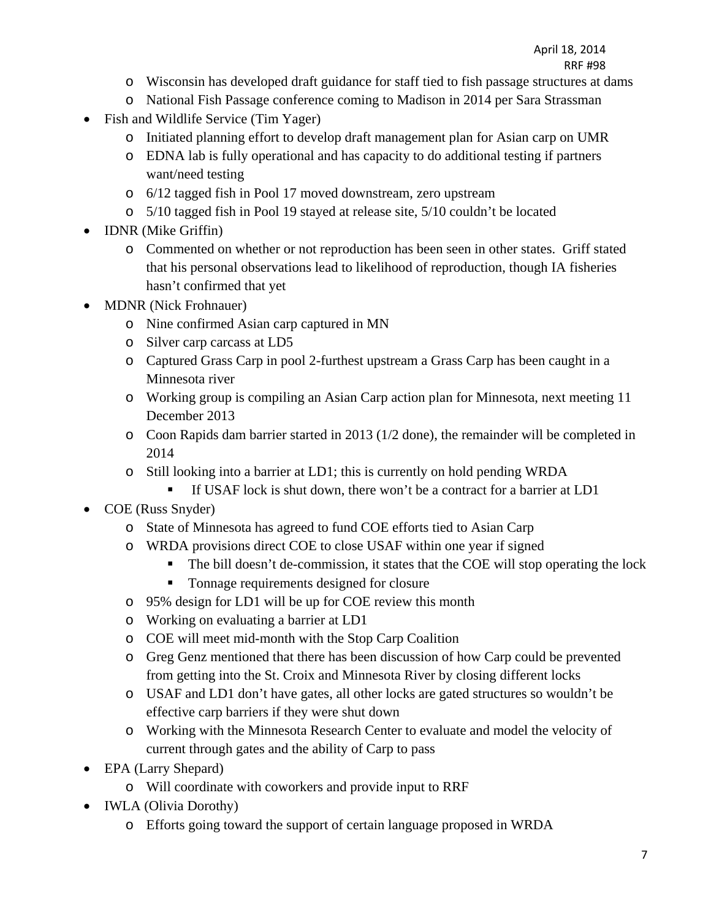- Wisconsin has developed draft guidance for staff tied to fish passage structures at dams
- National Fish Passage conference coming to Madison in 2014 per Sara Strassman

- Fish and Wildlife Service (Tim Yager)
    - Initiated planning effort to develop draft management plan for Asian carp on UMR
    - EDNA lab is fully operational and has capacity to do additional testing if partners want/need testing
    - 6/12 tagged fish in Pool 17 moved downstream, zero upstream
    - 5/10 tagged fish in Pool 19 stayed at release site, 5/10 couldn't be located
- IDNR (Mike Griffin)
    - Commented on whether or not reproduction has been seen in other states. Griff stated that his personal observations lead to likelihood of reproduction, though IA fisheries hasn't confirmed that yet
- MDNR (Nick Frohnauer)
    - Nine confirmed Asian carp captured in MN
    - Silver carp carcass at LD5
    - Captured Grass Carp in pool 2-furthest upstream a Grass Carp has been caught in a Minnesota river
    - Working group is compiling an Asian Carp action plan for Minnesota, next meeting 11 December 2013
    - Coon Rapids dam barrier started in 2013 (1/2 done), the remainder will be completed in 2014
    - Still looking into a barrier at LD1; this is currently on hold pending WRDA
        - If USAF lock is shut down, there won't be a contract for a barrier at LD1
- COE (Russ Snyder)
    - State of Minnesota has agreed to fund COE efforts tied to Asian Carp
    - WRDA provisions direct COE to close USAF within one year if signed
        - The bill doesn't de-commission, it states that the COE will stop operating the lock
        - Tonnage requirements designed for closure
    - 95% design for LD1 will be up for COE review this month
    - Working on evaluating a barrier at LD1
    - COE will meet mid-month with the Stop Carp Coalition
    - Greg Genz mentioned that there has been discussion of how Carp could be prevented from getting into the St. Croix and Minnesota River by closing different locks
    - USAF and LD1 don't have gates, all other locks are gated structures so wouldn't be effective carp barriers if they were shut down
    - Working with the Minnesota Research Center to evaluate and model the velocity of current through gates and the ability of Carp to pass
- EPA (Larry Shepard)
    - Will coordinate with coworkers and provide input to RRF
- IWLA (Olivia Dorothy)
    - Efforts going toward the support of certain language proposed in WRDA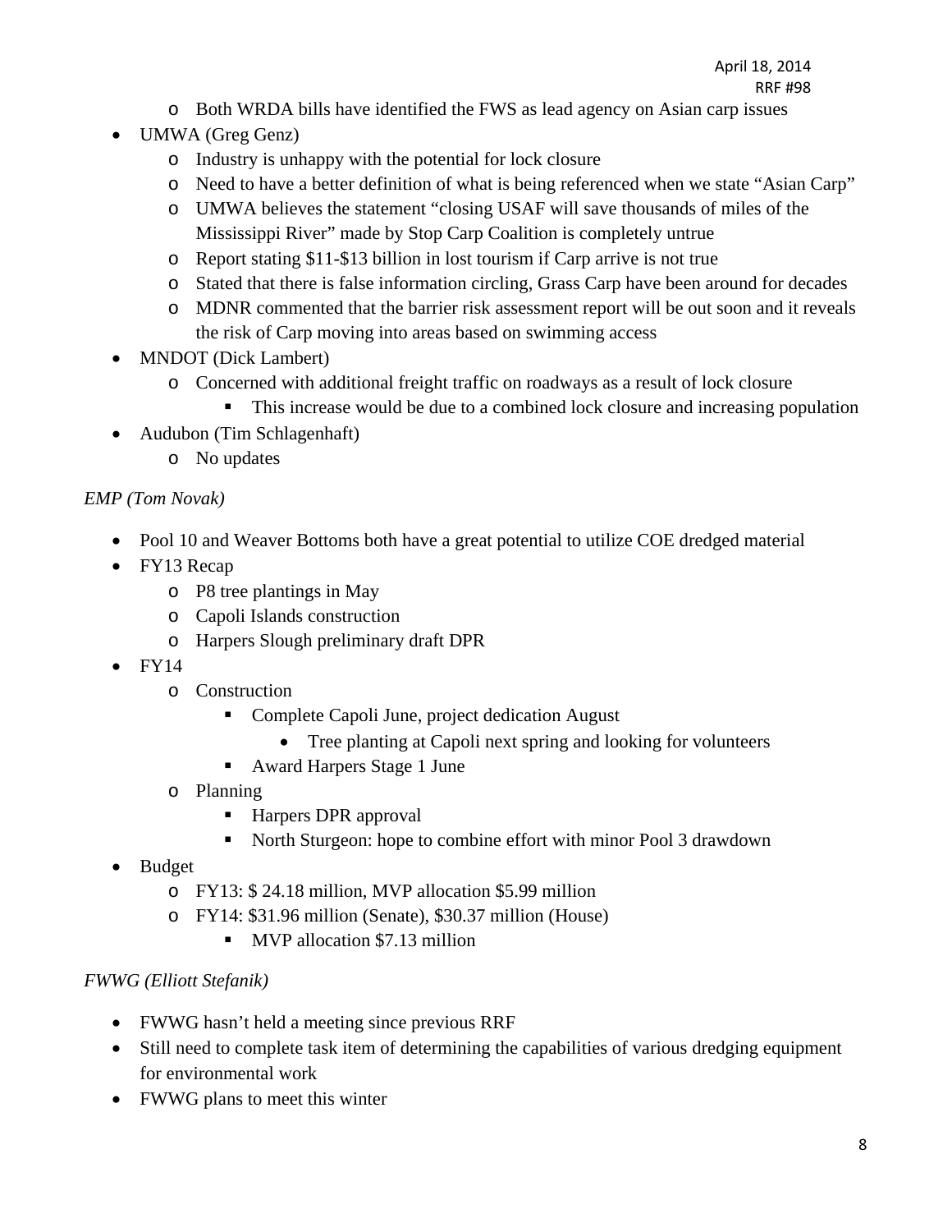- Both WRDA bills have identified the FWS as lead agency on Asian carp issues
- UMWA (Greg Genz)
  - Industry is unhappy with the potential for lock closure
  - Need to have a better definition of what is being referenced when we state "Asian Carp"
  - UMWA believes the statement "closing USAF will save thousands of miles of the Mississippi River" made by Stop Carp Coalition is completely untrue
  - Report stating $11-$13 billion in lost tourism if Carp arrive is not true
  - Stated that there is false information circling, Grass Carp have been around for decades
  - MDNR commented that the barrier risk assessment report will be out soon and it reveals the risk of Carp moving into areas based on swimming access
- MNDOT (Dick Lambert)
  - Concerned with additional freight traffic on roadways as a result of lock closure
    - This increase would be due to a combined lock closure and increasing population
- Audubon (Tim Schlagenhaft)
  - No updates

*EMP (Tom Novak)*

- Pool 10 and Weaver Bottoms both have a great potential to utilize COE dredged material
- FY13 Recap
  - P8 tree plantings in May
  - Capoli Islands construction
  - Harpers Slough preliminary draft DPR
- FY14
  - Construction
    - Complete Capoli June, project dedication August
      - Tree planting at Capoli next spring and looking for volunteers
    - Award Harpers Stage 1 June
  - Planning
    - Harpers DPR approval
    - North Sturgeon: hope to combine effort with minor Pool 3 drawdown
- Budget
  - FY13: $ 24.18 million, MVP allocation $5.99 million
  - FY14: $31.96 million (Senate), $30.37 million (House)
    - MVP allocation $7.13 million

*FWWG (Elliott Stefanik)*

- FWWG hasn't held a meeting since previous RRF
- Still need to complete task item of determining the capabilities of various dredging equipment for environmental work
- FWWG plans to meet this winter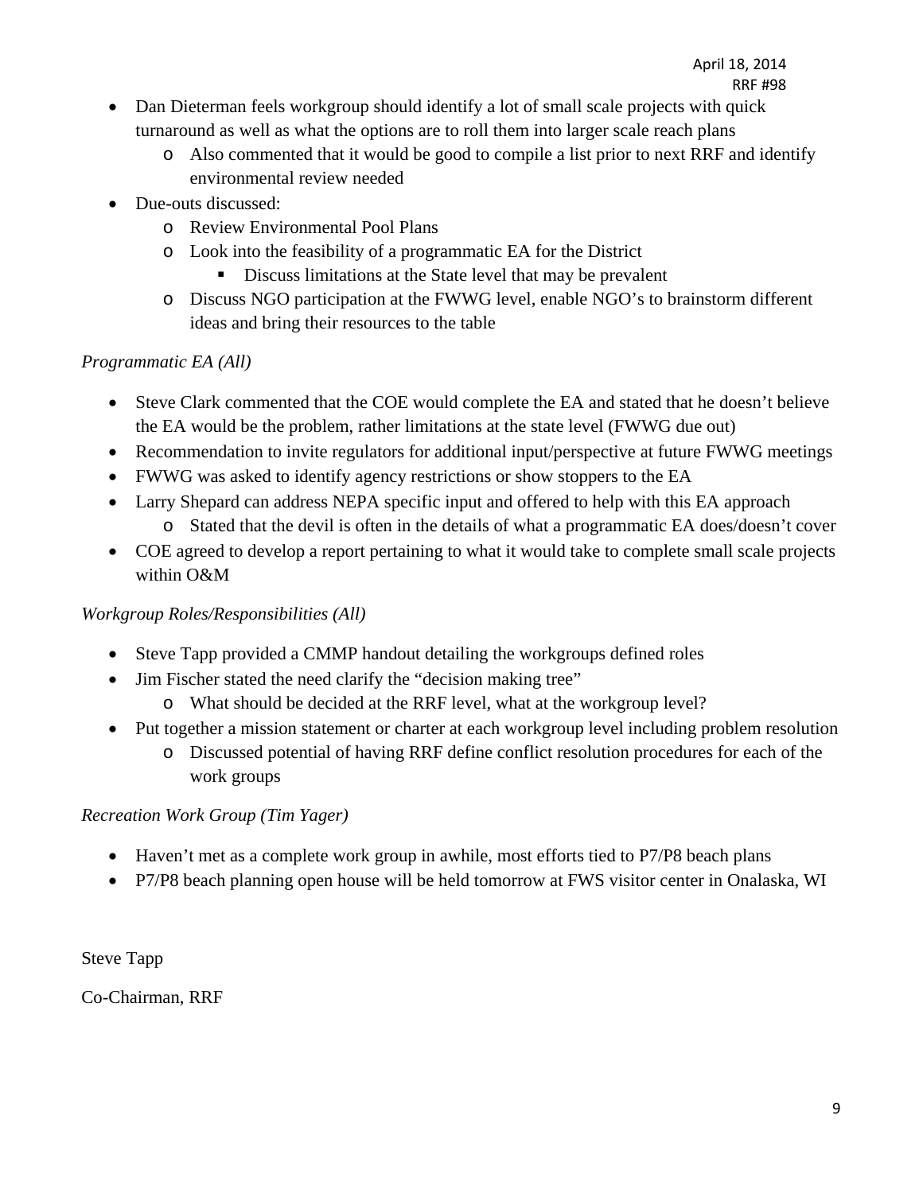- Dan Dieterman feels workgroup should identify a lot of small scale projects with quick turnaround as well as what the options are to roll them into larger scale reach plans
  - Also commented that it would be good to compile a list prior to next RRF and identify environmental review needed
- Due-outs discussed:
  - Review Environmental Pool Plans
  - Look into the feasibility of a programmatic EA for the District
    - Discuss limitations at the State level that may be prevalent
  - Discuss NGO participation at the FWWG level, enable NGO's to brainstorm different ideas and bring their resources to the table

*Programmatic EA (All)*

- Steve Clark commented that the COE would complete the EA and stated that he doesn't believe the EA would be the problem, rather limitations at the state level (FWWG due out)
- Recommendation to invite regulators for additional input/perspective at future FWWG meetings
- FWWG was asked to identify agency restrictions or show stoppers to the EA
- Larry Shepard can address NEPA specific input and offered to help with this EA approach
  - Stated that the devil is often in the details of what a programmatic EA does/doesn't cover
- COE agreed to develop a report pertaining to what it would take to complete small scale projects within O&M

*Workgroup Roles/Responsibilities (All)*

- Steve Tapp provided a CMMP handout detailing the workgroups defined roles
- Jim Fischer stated the need clarify the "decision making tree"
  - What should be decided at the RRF level, what at the workgroup level?
- Put together a mission statement or charter at each workgroup level including problem resolution
  - Discussed potential of having RRF define conflict resolution procedures for each of the work groups

*Recreation Work Group (Tim Yager)*

- Haven't met as a complete work group in awhile, most efforts tied to P7/P8 beach plans
- P7/P8 beach planning open house will be held tomorrow at FWS visitor center in Onalaska, WI

Steve Tapp

Co-Chairman, RRF